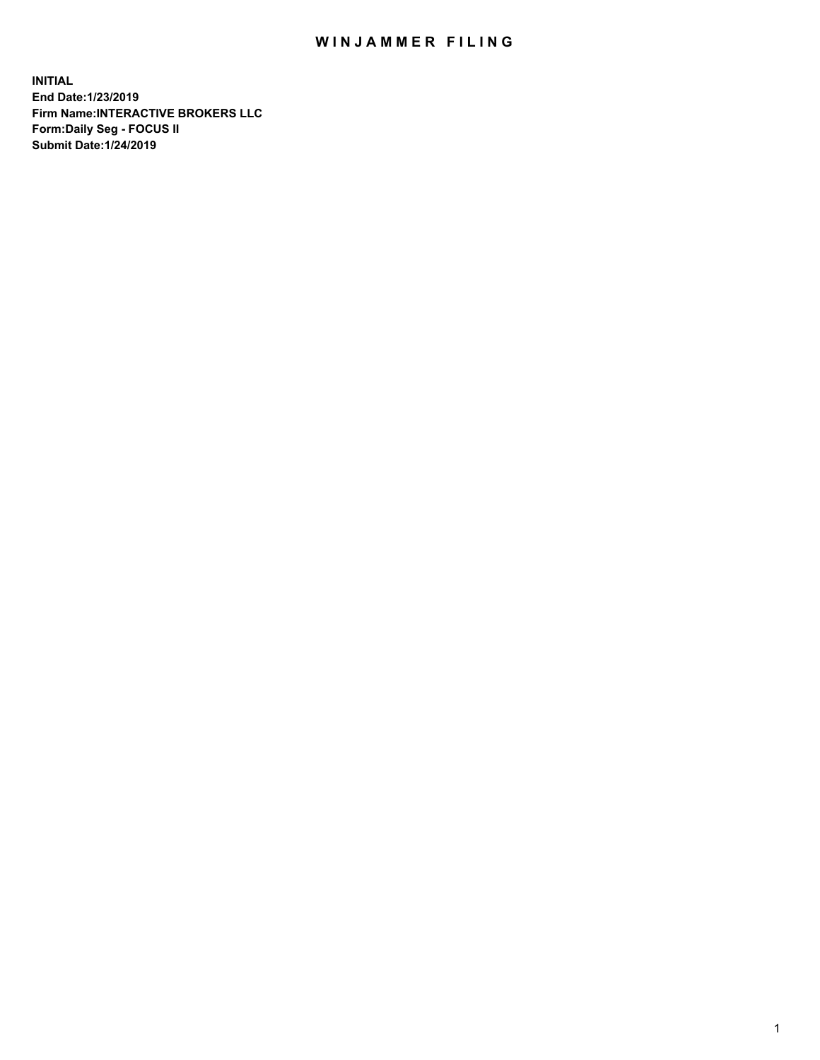# WINJAMMER FILING

**INITIAL**
**End Date:1/23/2019**
**Firm Name:INTERACTIVE BROKERS LLC**
**Form:Daily Seg - FOCUS II**
**Submit Date:1/24/2019**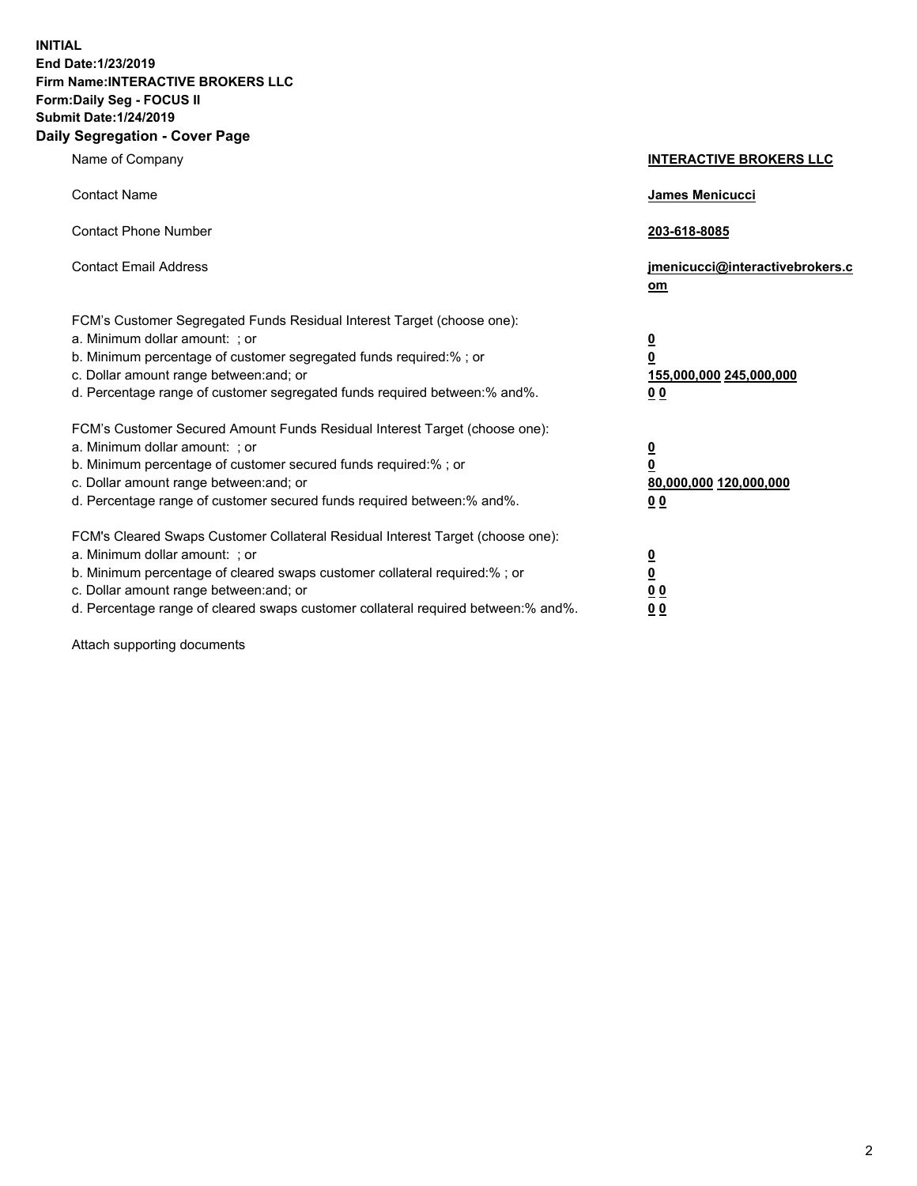**INITIAL**
**End Date:1/23/2019**
**Firm Name:INTERACTIVE BROKERS LLC**
**Form:Daily Seg - FOCUS II**
**Submit Date:1/24/2019**

## Daily Segregation - Cover Page

| | |
|---|---|
| Name of Company | **INTERACTIVE BROKERS LLC** |
| Contact Name | **James Menicucci** |
| Contact Phone Number | **203-618-8085** |
| Contact Email Address | **jmenicucci@interactivebrokers.com** |

FCM's Customer Segregated Funds Residual Interest Target (choose one):

| | |
|---|---|
| a. Minimum dollar amount: ; or | **0** |
| b. Minimum percentage of customer segregated funds required:% ; or | **0** |
| c. Dollar amount range between:and; or | **155,000,000 245,000,000** |
| d. Percentage range of customer segregated funds required between:% and%. | **0 0** |

FCM's Customer Secured Amount Funds Residual Interest Target (choose one):

| | |
|---|---|
| a. Minimum dollar amount: ; or | **0** |
| b. Minimum percentage of customer secured funds required:% ; or | **0** |
| c. Dollar amount range between:and; or | **80,000,000 120,000,000** |
| d. Percentage range of customer secured funds required between:% and%. | **0 0** |

FCM's Cleared Swaps Customer Collateral Residual Interest Target (choose one):

| | |
|---|---|
| a. Minimum dollar amount: ; or | **0** |
| b. Minimum percentage of cleared swaps customer collateral required:% ; or | **0** |
| c. Dollar amount range between:and; or | **0 0** |
| d. Percentage range of cleared swaps customer collateral required between:% and%. | **0 0** |

Attach supporting documents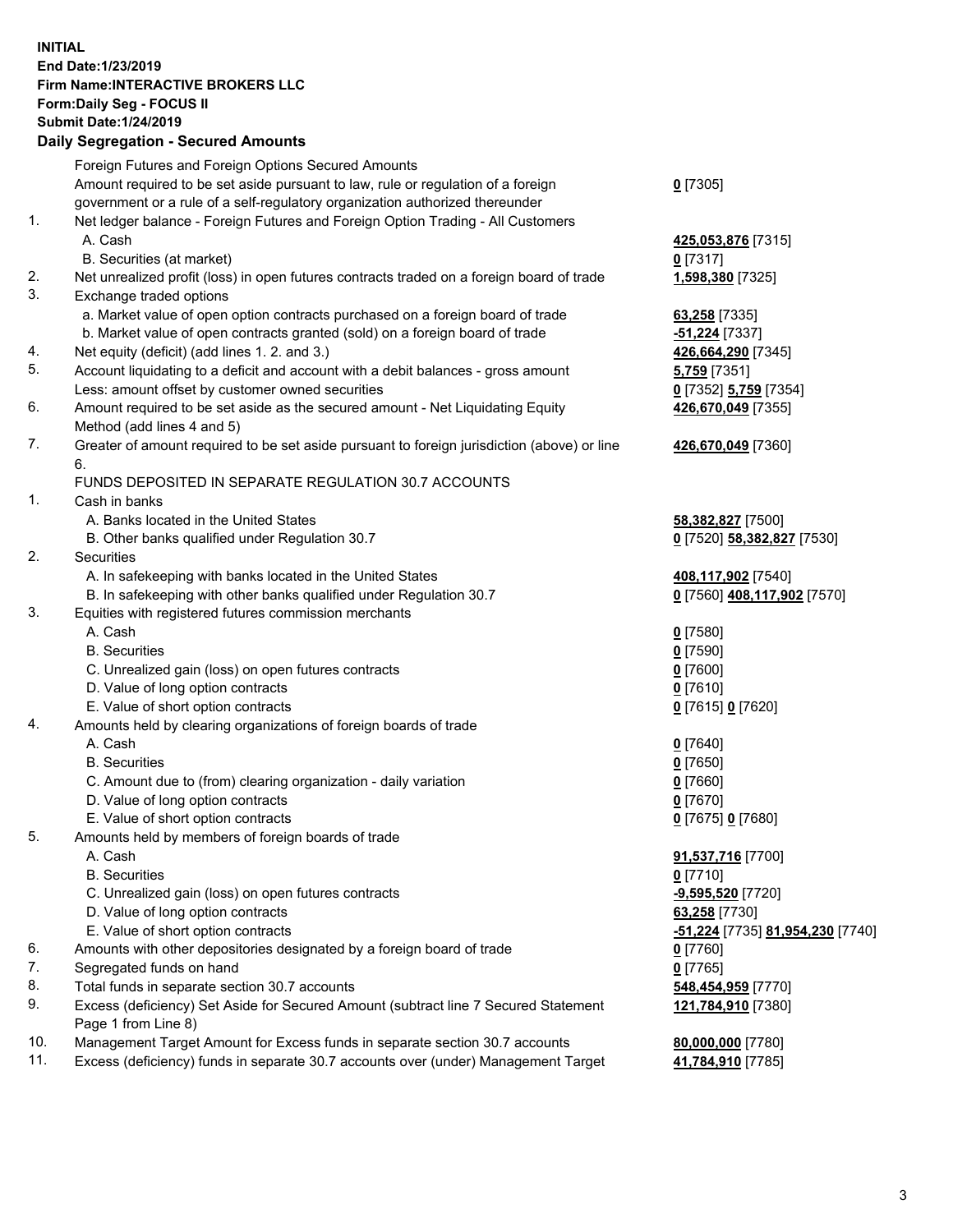**INITIAL**
**End Date:1/23/2019**
**Firm Name:INTERACTIVE BROKERS LLC**
**Form:Daily Seg - FOCUS II**
**Submit Date:1/24/2019**
**Daily Segregation - Secured Amounts**

| | | |
|---|---|---|
| | Foreign Futures and Foreign Options Secured Amounts | |
| | Amount required to be set aside pursuant to law, rule or regulation of a foreign government or a rule of a self-regulatory organization authorized thereunder | **0** [7305] |
| 1. | Net ledger balance - Foreign Futures and Foreign Option Trading - All Customers | |
| | A. Cash | **425,053,876** [7315] |
| | B. Securities (at market) | **0** [7317] |
| 2. | Net unrealized profit (loss) in open futures contracts traded on a foreign board of trade | **1,598,380** [7325] |
| 3. | Exchange traded options | |
| | a. Market value of open option contracts purchased on a foreign board of trade | **63,258** [7335] |
| | b. Market value of open contracts granted (sold) on a foreign board of trade | **-51,224** [7337] |
| 4. | Net equity (deficit) (add lines 1. 2. and 3.) | **426,664,290** [7345] |
| 5. | Account liquidating to a deficit and account with a debit balances - gross amount | **5,759** [7351] |
| | Less: amount offset by customer owned securities | **0** [7352] **5,759** [7354] |
| 6. | Amount required to be set aside as the secured amount - Net Liquidating Equity Method (add lines 4 and 5) | **426,670,049** [7355] |
| 7. | Greater of amount required to be set aside pursuant to foreign jurisdiction (above) or line 6. | **426,670,049** [7360] |
| | FUNDS DEPOSITED IN SEPARATE REGULATION 30.7 ACCOUNTS | |
| 1. | Cash in banks | |
| | A. Banks located in the United States | **58,382,827** [7500] |
| | B. Other banks qualified under Regulation 30.7 | **0** [7520] **58,382,827** [7530] |
| 2. | Securities | |
| | A. In safekeeping with banks located in the United States | **408,117,902** [7540] |
| | B. In safekeeping with other banks qualified under Regulation 30.7 | **0** [7560] **408,117,902** [7570] |
| 3. | Equities with registered futures commission merchants | |
| | A. Cash | **0** [7580] |
| | B. Securities | **0** [7590] |
| | C. Unrealized gain (loss) on open futures contracts | **0** [7600] |
| | D. Value of long option contracts | **0** [7610] |
| | E. Value of short option contracts | **0** [7615] **0** [7620] |
| 4. | Amounts held by clearing organizations of foreign boards of trade | |
| | A. Cash | **0** [7640] |
| | B. Securities | **0** [7650] |
| | C. Amount due to (from) clearing organization - daily variation | **0** [7660] |
| | D. Value of long option contracts | **0** [7670] |
| | E. Value of short option contracts | **0** [7675] **0** [7680] |
| 5. | Amounts held by members of foreign boards of trade | |
| | A. Cash | **91,537,716** [7700] |
| | B. Securities | **0** [7710] |
| | C. Unrealized gain (loss) on open futures contracts | **-9,595,520** [7720] |
| | D. Value of long option contracts | **63,258** [7730] |
| | E. Value of short option contracts | **-51,224** [7735] **81,954,230** [7740] |
| 6. | Amounts with other depositories designated by a foreign board of trade | **0** [7760] |
| 7. | Segregated funds on hand | **0** [7765] |
| 8. | Total funds in separate section 30.7 accounts | **548,454,959** [7770] |
| 9. | Excess (deficiency) Set Aside for Secured Amount (subtract line 7 Secured Statement Page 1 from Line 8) | **121,784,910** [7380] |
| 10. | Management Target Amount for Excess funds in separate section 30.7 accounts | **80,000,000** [7780] |
| 11. | Excess (deficiency) funds in separate 30.7 accounts over (under) Management Target | **41,784,910** [7785] |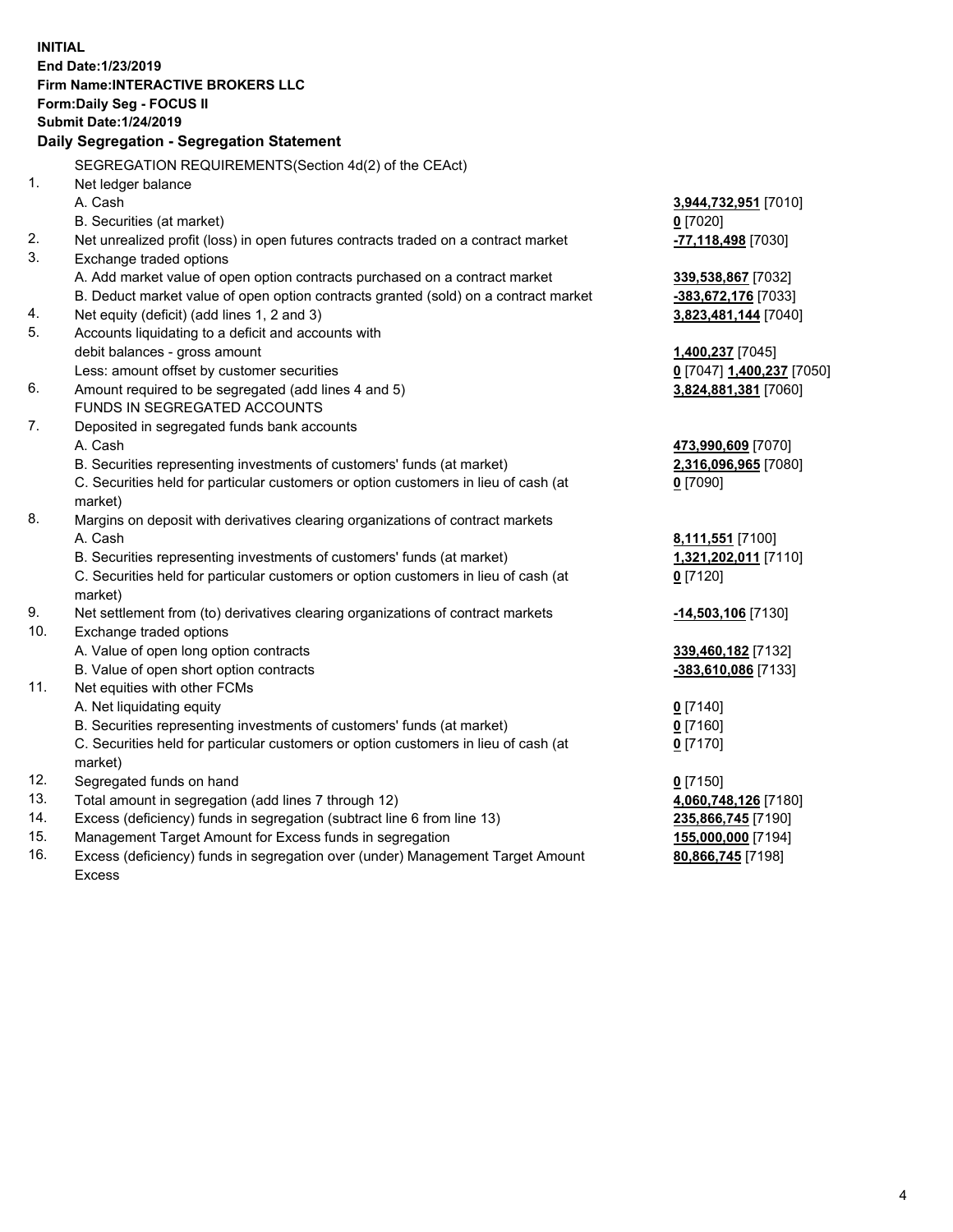**INITIAL**
**End Date:1/23/2019**
**Firm Name:INTERACTIVE BROKERS LLC**
**Form:Daily Seg - FOCUS II**
**Submit Date:1/24/2019**

## Daily Segregation - Segregation Statement

| | | |
|---|---|---|
| | SEGREGATION REQUIREMENTS(Section 4d(2) of the CEAct) | |
| 1. | Net ledger balance | |
| | A. Cash | **3,944,732,951** [7010] |
| | B. Securities (at market) | **0** [7020] |
| 2. | Net unrealized profit (loss) in open futures contracts traded on a contract market | **-77,118,498** [7030] |
| 3. | Exchange traded options | |
| | A. Add market value of open option contracts purchased on a contract market | **339,538,867** [7032] |
| | B. Deduct market value of open option contracts granted (sold) on a contract market | **-383,672,176** [7033] |
| 4. | Net equity (deficit) (add lines 1, 2 and 3) | **3,823,481,144** [7040] |
| 5. | Accounts liquidating to a deficit and accounts with debit balances - gross amount | **1,400,237** [7045] |
| | Less: amount offset by customer securities | **0** [7047] **1,400,237** [7050] |
| 6. | Amount required to be segregated (add lines 4 and 5) | **3,824,881,381** [7060] |
| | FUNDS IN SEGREGATED ACCOUNTS | |
| 7. | Deposited in segregated funds bank accounts | |
| | A. Cash | **473,990,609** [7070] |
| | B. Securities representing investments of customers' funds (at market) | **2,316,096,965** [7080] |
| | C. Securities held for particular customers or option customers in lieu of cash (at market) | **0** [7090] |
| 8. | Margins on deposit with derivatives clearing organizations of contract markets | |
| | A. Cash | **8,111,551** [7100] |
| | B. Securities representing investments of customers' funds (at market) | **1,321,202,011** [7110] |
| | C. Securities held for particular customers or option customers in lieu of cash (at market) | **0** [7120] |
| 9. | Net settlement from (to) derivatives clearing organizations of contract markets | **-14,503,106** [7130] |
| 10. | Exchange traded options | |
| | A. Value of open long option contracts | **339,460,182** [7132] |
| | B. Value of open short option contracts | **-383,610,086** [7133] |
| 11. | Net equities with other FCMs | |
| | A. Net liquidating equity | **0** [7140] |
| | B. Securities representing investments of customers' funds (at market) | **0** [7160] |
| | C. Securities held for particular customers or option customers in lieu of cash (at market) | **0** [7170] |
| 12. | Segregated funds on hand | **0** [7150] |
| 13. | Total amount in segregation (add lines 7 through 12) | **4,060,748,126** [7180] |
| 14. | Excess (deficiency) funds in segregation (subtract line 6 from line 13) | **235,866,745** [7190] |
| 15. | Management Target Amount for Excess funds in segregation | **155,000,000** [7194] |
| 16. | Excess (deficiency) funds in segregation over (under) Management Target Amount Excess | **80,866,745** [7198] |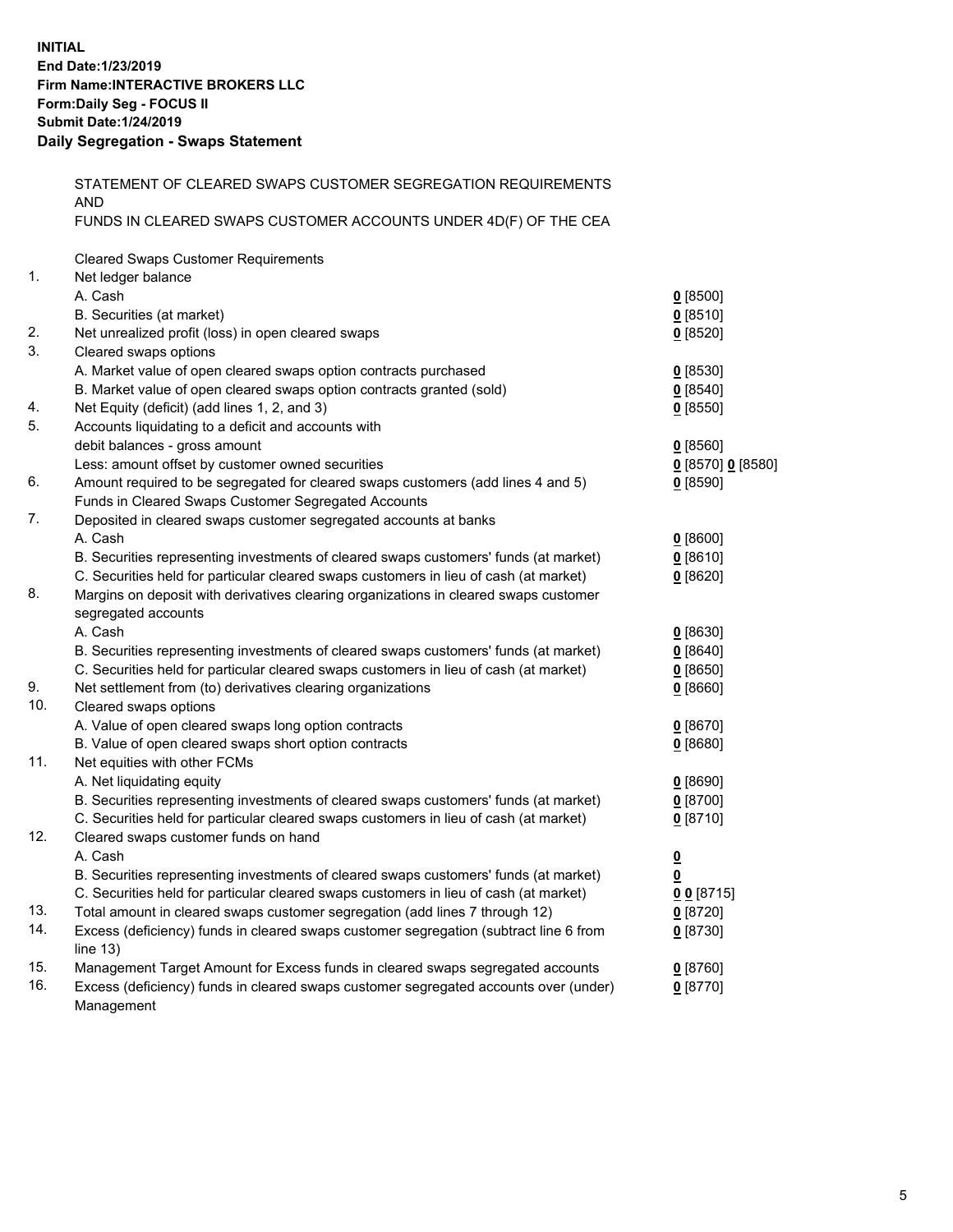**INITIAL**
**End Date:1/23/2019**
**Firm Name:INTERACTIVE BROKERS LLC**
**Form:Daily Seg - FOCUS II**
**Submit Date:1/24/2019**
**Daily Segregation - Swaps Statement**

STATEMENT OF CLEARED SWAPS CUSTOMER SEGREGATION REQUIREMENTS AND FUNDS IN CLEARED SWAPS CUSTOMER ACCOUNTS UNDER 4D(F) OF THE CEA

| | | |
|---|---|---|
| | Cleared Swaps Customer Requirements | |
| 1. | Net ledger balance | |
| | A. Cash | 0 [8500] |
| | B. Securities (at market) | 0 [8510] |
| 2. | Net unrealized profit (loss) in open cleared swaps | 0 [8520] |
| 3. | Cleared swaps options | |
| | A. Market value of open cleared swaps option contracts purchased | 0 [8530] |
| | B. Market value of open cleared swaps option contracts granted (sold) | 0 [8540] |
| 4. | Net Equity (deficit) (add lines 1, 2, and 3) | 0 [8550] |
| 5. | Accounts liquidating to a deficit and accounts with debit balances - gross amount | 0 [8560] |
| | Less: amount offset by customer owned securities | 0 [8570] 0 [8580] |
| 6. | Amount required to be segregated for cleared swaps customers (add lines 4 and 5) | 0 [8590] |
| | Funds in Cleared Swaps Customer Segregated Accounts | |
| 7. | Deposited in cleared swaps customer segregated accounts at banks | |
| | A. Cash | 0 [8600] |
| | B. Securities representing investments of cleared swaps customers' funds (at market) | 0 [8610] |
| | C. Securities held for particular cleared swaps customers in lieu of cash (at market) | 0 [8620] |
| 8. | Margins on deposit with derivatives clearing organizations in cleared swaps customer segregated accounts | |
| | A. Cash | 0 [8630] |
| | B. Securities representing investments of cleared swaps customers' funds (at market) | 0 [8640] |
| | C. Securities held for particular cleared swaps customers in lieu of cash (at market) | 0 [8650] |
| 9. | Net settlement from (to) derivatives clearing organizations | 0 [8660] |
| 10. | Cleared swaps options | |
| | A. Value of open cleared swaps long option contracts | 0 [8670] |
| | B. Value of open cleared swaps short option contracts | 0 [8680] |
| 11. | Net equities with other FCMs | |
| | A. Net liquidating equity | 0 [8690] |
| | B. Securities representing investments of cleared swaps customers' funds (at market) | 0 [8700] |
| | C. Securities held for particular cleared swaps customers in lieu of cash (at market) | 0 [8710] |
| 12. | Cleared swaps customer funds on hand | |
| | A. Cash | 0 |
| | B. Securities representing investments of cleared swaps customers' funds (at market) | 0 |
| | C. Securities held for particular cleared swaps customers in lieu of cash (at market) | 0 0 [8715] |
| 13. | Total amount in cleared swaps customer segregation (add lines 7 through 12) | 0 [8720] |
| 14. | Excess (deficiency) funds in cleared swaps customer segregation (subtract line 6 from line 13) | 0 [8730] |
| 15. | Management Target Amount for Excess funds in cleared swaps segregated accounts | 0 [8760] |
| 16. | Excess (deficiency) funds in cleared swaps customer segregated accounts over (under) Management | 0 [8770] |